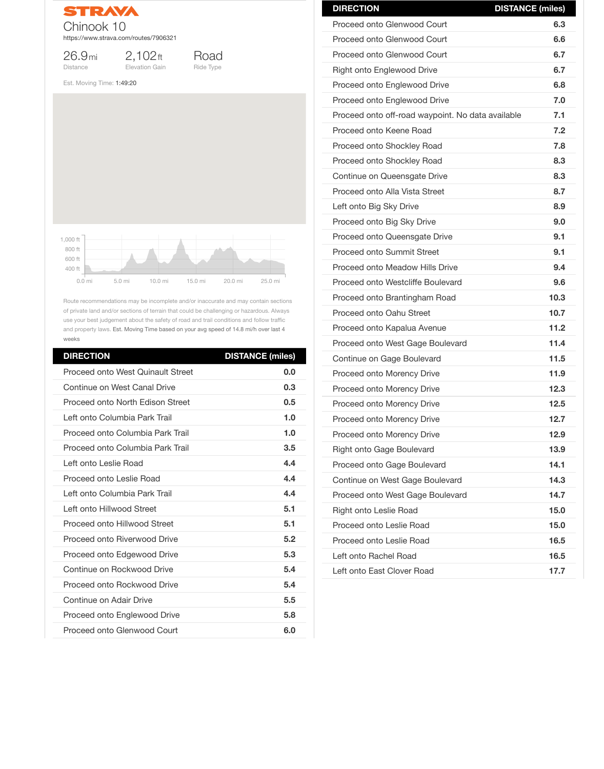STRAVA

# Chinook 10

https://www.strava.com/routes/7906321

26.9 mi Distance | 2,102 ft Elevation Gain | Road Ride Type

Est. Moving Time: 1:49:20

Route recommendations may be incomplete and/or inaccurate and may contain sections of private land and/or sections of terrain that could be challenging or hazardous. Always use your best judgement about the safety of road and trail conditions and follow traffic and property laws. Est. Moving Time based on your avg speed of 14.8 mi/h over last 4 weeks

| DIRECTION | DISTANCE (miles) |
|---|---|
| Proceed onto West Quinault Street | 0.0 |
| Continue on West Canal Drive | 0.3 |
| Proceed onto North Edison Street | 0.5 |
| Left onto Columbia Park Trail | 1.0 |
| Proceed onto Columbia Park Trail | 1.0 |
| Proceed onto Columbia Park Trail | 3.5 |
| Left onto Leslie Road | 4.4 |
| Proceed onto Leslie Road | 4.4 |
| Left onto Columbia Park Trail | 4.4 |
| Left onto Hillwood Street | 5.1 |
| Proceed onto Hillwood Street | 5.1 |
| Proceed onto Riverwood Drive | 5.2 |
| Proceed onto Edgewood Drive | 5.3 |
| Continue on Rockwood Drive | 5.4 |
| Proceed onto Rockwood Drive | 5.4 |
| Continue on Adair Drive | 5.5 |
| Proceed onto Englewood Drive | 5.8 |
| Proceed onto Glenwood Court | 6.0 |
| Proceed onto Glenwood Court | 6.3 |
| Proceed onto Glenwood Court | 6.6 |
| Proceed onto Glenwood Court | 6.7 |
| Right onto Englewood Drive | 6.7 |
| Proceed onto Englewood Drive | 6.8 |
| Proceed onto Englewood Drive | 7.0 |
| Proceed onto off-road waypoint. No data available | 7.1 |
| Proceed onto Keene Road | 7.2 |
| Proceed onto Shockley Road | 7.8 |
| Proceed onto Shockley Road | 8.3 |
| Continue on Queensgate Drive | 8.3 |
| Proceed onto Alla Vista Street | 8.7 |
| Left onto Big Sky Drive | 8.9 |
| Proceed onto Big Sky Drive | 9.0 |
| Proceed onto Queensgate Drive | 9.1 |
| Proceed onto Summit Street | 9.1 |
| Proceed onto Meadow Hills Drive | 9.4 |
| Proceed onto Westcliffe Boulevard | 9.6 |
| Proceed onto Brantingham Road | 10.3 |
| Proceed onto Oahu Street | 10.7 |
| Proceed onto Kapalua Avenue | 11.2 |
| Proceed onto West Gage Boulevard | 11.4 |
| Continue on Gage Boulevard | 11.5 |
| Proceed onto Morency Drive | 11.9 |
| Proceed onto Morency Drive | 12.3 |
| Proceed onto Morency Drive | 12.5 |
| Proceed onto Morency Drive | 12.7 |
| Proceed onto Morency Drive | 12.9 |
| Right onto Gage Boulevard | 13.9 |
| Proceed onto Gage Boulevard | 14.1 |
| Continue on West Gage Boulevard | 14.3 |
| Proceed onto West Gage Boulevard | 14.7 |
| Right onto Leslie Road | 15.0 |
| Proceed onto Leslie Road | 15.0 |
| Proceed onto Leslie Road | 16.5 |
| Left onto Rachel Road | 16.5 |
| Left onto East Clover Road | 17.7 |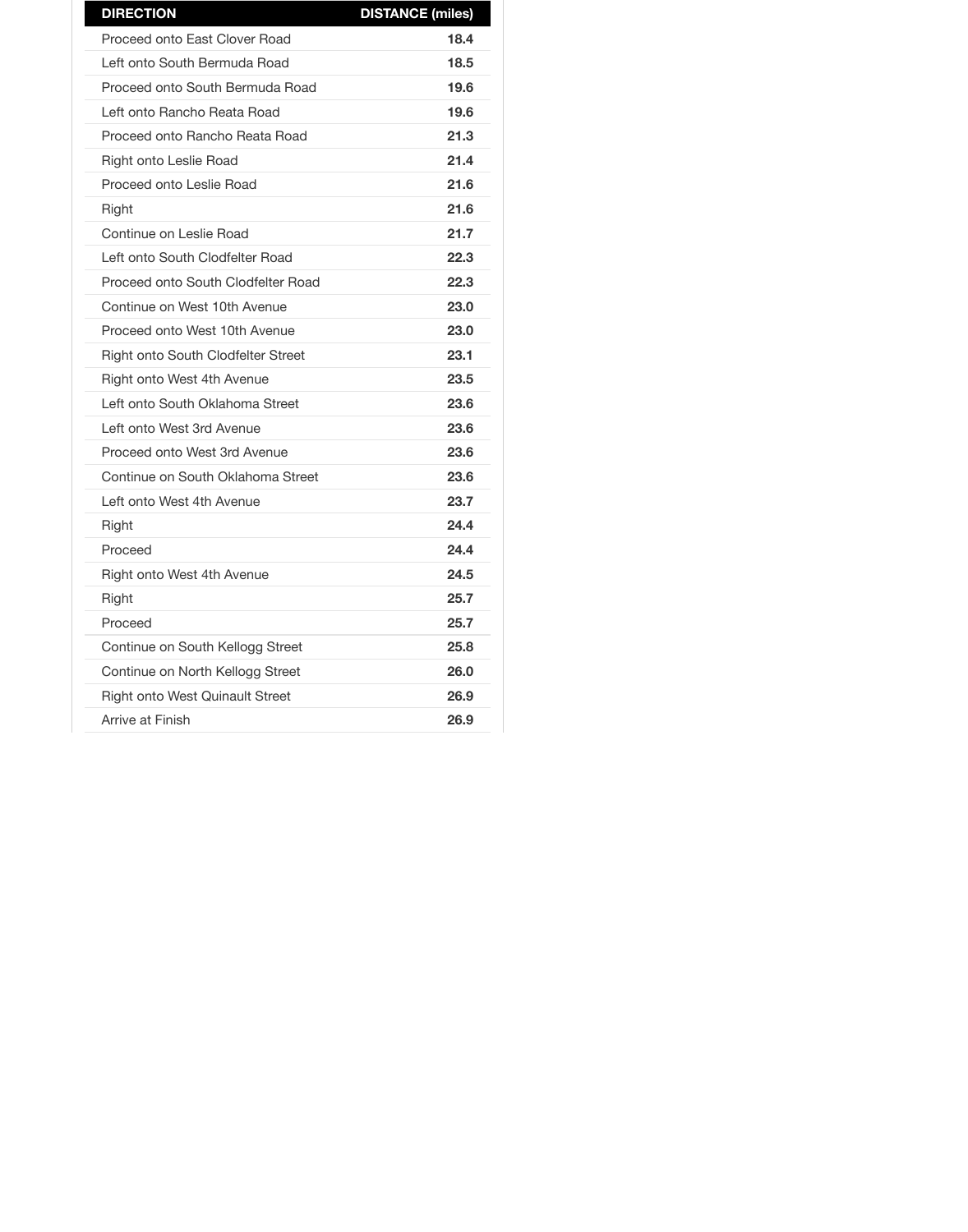| DIRECTION | DISTANCE (miles) |
| --- | --- |
| Proceed onto East Clover Road | 18.4 |
| Left onto South Bermuda Road | 18.5 |
| Proceed onto South Bermuda Road | 19.6 |
| Left onto Rancho Reata Road | 19.6 |
| Proceed onto Rancho Reata Road | 21.3 |
| Right onto Leslie Road | 21.4 |
| Proceed onto Leslie Road | 21.6 |
| Right | 21.6 |
| Continue on Leslie Road | 21.7 |
| Left onto South Clodfelter Road | 22.3 |
| Proceed onto South Clodfelter Road | 22.3 |
| Continue on West 10th Avenue | 23.0 |
| Proceed onto West 10th Avenue | 23.0 |
| Right onto South Clodfelter Street | 23.1 |
| Right onto West 4th Avenue | 23.5 |
| Left onto South Oklahoma Street | 23.6 |
| Left onto West 3rd Avenue | 23.6 |
| Proceed onto West 3rd Avenue | 23.6 |
| Continue on South Oklahoma Street | 23.6 |
| Left onto West 4th Avenue | 23.7 |
| Right | 24.4 |
| Proceed | 24.4 |
| Right onto West 4th Avenue | 24.5 |
| Right | 25.7 |
| Proceed | 25.7 |
| Continue on South Kellogg Street | 25.8 |
| Continue on North Kellogg Street | 26.0 |
| Right onto West Quinault Street | 26.9 |
| Arrive at Finish | 26.9 |